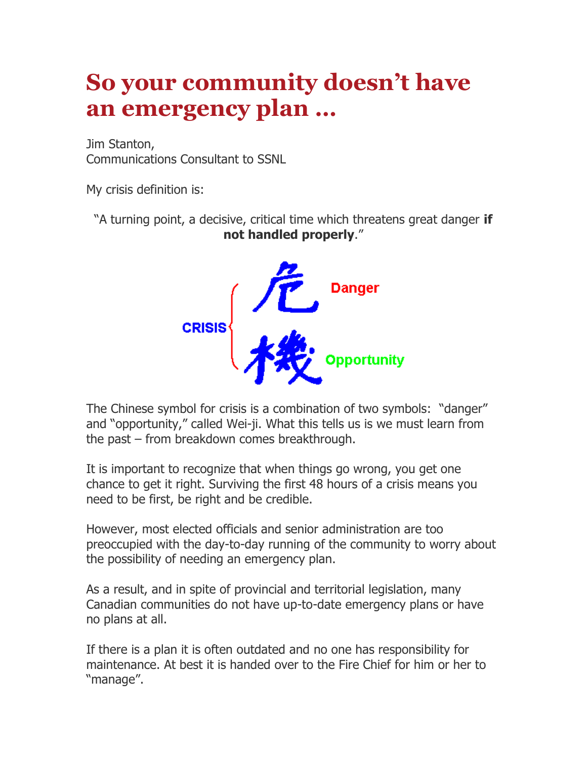# So your community doesn't have an emergency plan …

Jim Stanton,
Communications Consultant to SSNL

My crisis definition is:

"A turning point, a decisive, critical time which threatens great danger **if not handled properly**."

CRISIS 危 Danger 機 Opportunity

The Chinese symbol for crisis is a combination of two symbols: "danger" and "opportunity," called Wei-ji. What this tells us is we must learn from the past – from breakdown comes breakthrough.

It is important to recognize that when things go wrong, you get one chance to get it right. Surviving the first 48 hours of a crisis means you need to be first, be right and be credible.

However, most elected officials and senior administration are too preoccupied with the day-to-day running of the community to worry about the possibility of needing an emergency plan.

As a result, and in spite of provincial and territorial legislation, many Canadian communities do not have up-to-date emergency plans or have no plans at all.

If there is a plan it is often outdated and no one has responsibility for maintenance. At best it is handed over to the Fire Chief for him or her to "manage".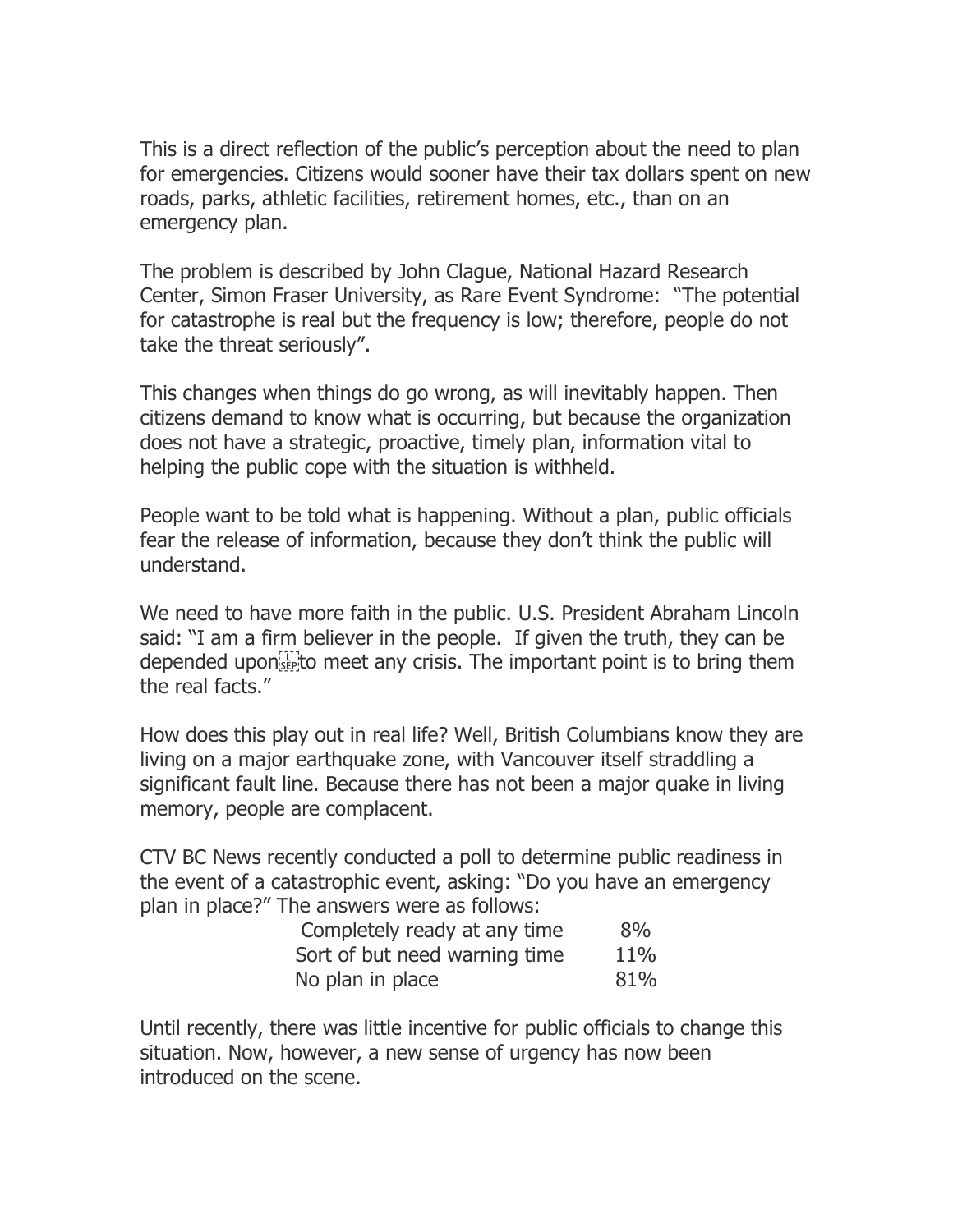This is a direct reflection of the public's perception about the need to plan for emergencies. Citizens would sooner have their tax dollars spent on new roads, parks, athletic facilities, retirement homes, etc., than on an emergency plan.

The problem is described by John Clague, National Hazard Research Center, Simon Fraser University, as Rare Event Syndrome: "The potential for catastrophe is real but the frequency is low; therefore, people do not take the threat seriously".

This changes when things do go wrong, as will inevitably happen. Then citizens demand to know what is occurring, but because the organization does not have a strategic, proactive, timely plan, information vital to helping the public cope with the situation is withheld.

People want to be told what is happening. Without a plan, public officials fear the release of information, because they don't think the public will understand.

We need to have more faith in the public. U.S. President Abraham Lincoln said: "I am a firm believer in the people. If given the truth, they can be depended upon to meet any crisis. The important point is to bring them the real facts."

How does this play out in real life? Well, British Columbians know they are living on a major earthquake zone, with Vancouver itself straddling a significant fault line. Because there has not been a major quake in living memory, people are complacent.

CTV BC News recently conducted a poll to determine public readiness in the event of a catastrophic event, asking: "Do you have an emergency plan in place?" The answers were as follows:

| | |
|---|---|
| Completely ready at any time | 8% |
| Sort of but need warning time | 11% |
| No plan in place | 81% |

Until recently, there was little incentive for public officials to change this situation. Now, however, a new sense of urgency has now been introduced on the scene.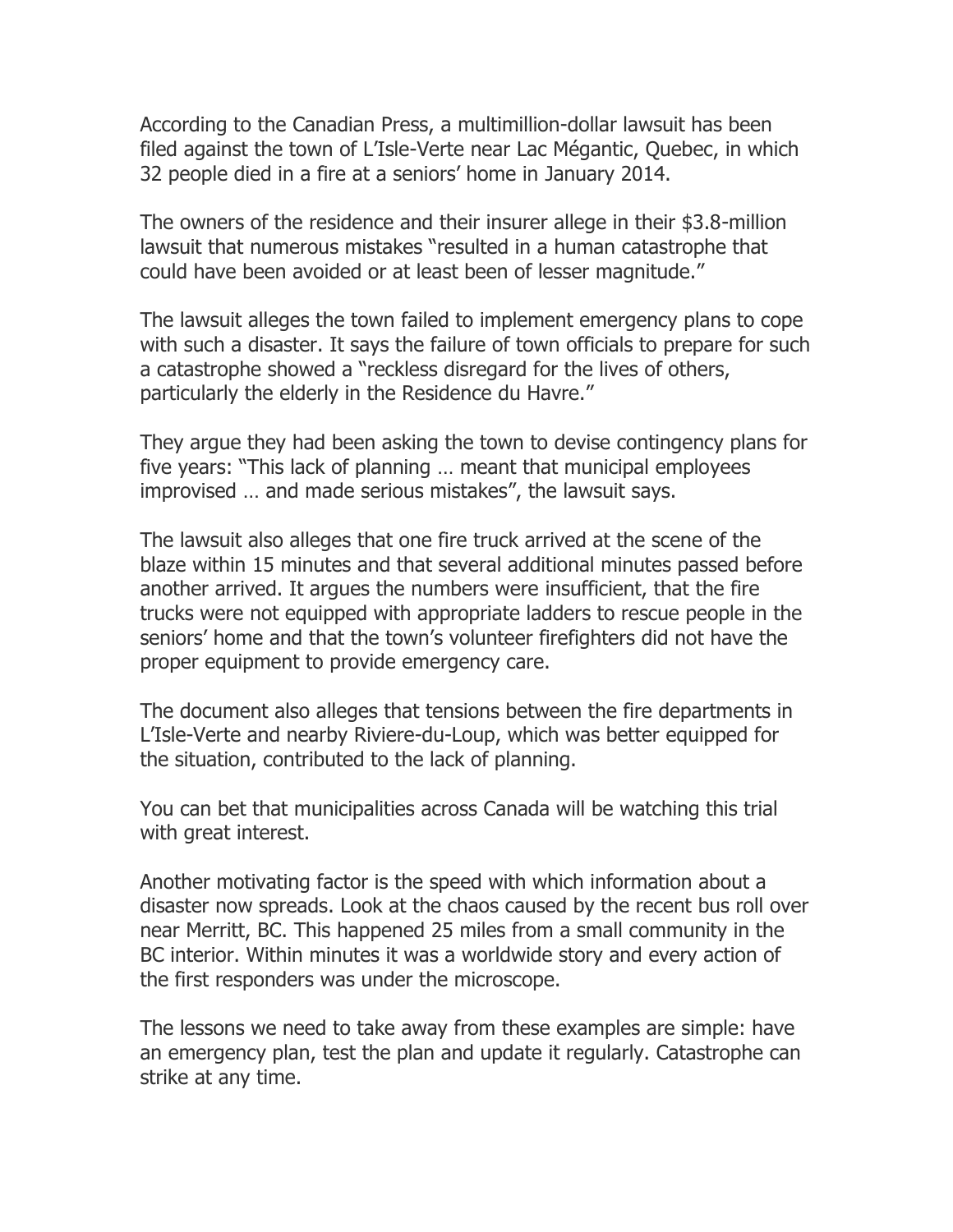According to the Canadian Press, a multimillion-dollar lawsuit has been filed against the town of L'Isle-Verte near Lac Mégantic, Quebec, in which 32 people died in a fire at a seniors' home in January 2014.

The owners of the residence and their insurer allege in their $3.8-million lawsuit that numerous mistakes "resulted in a human catastrophe that could have been avoided or at least been of lesser magnitude."

The lawsuit alleges the town failed to implement emergency plans to cope with such a disaster. It says the failure of town officials to prepare for such a catastrophe showed a "reckless disregard for the lives of others, particularly the elderly in the Residence du Havre."

They argue they had been asking the town to devise contingency plans for five years: "This lack of planning … meant that municipal employees improvised … and made serious mistakes", the lawsuit says.

The lawsuit also alleges that one fire truck arrived at the scene of the blaze within 15 minutes and that several additional minutes passed before another arrived. It argues the numbers were insufficient, that the fire trucks were not equipped with appropriate ladders to rescue people in the seniors' home and that the town's volunteer firefighters did not have the proper equipment to provide emergency care.

The document also alleges that tensions between the fire departments in L'Isle-Verte and nearby Riviere-du-Loup, which was better equipped for the situation, contributed to the lack of planning.

You can bet that municipalities across Canada will be watching this trial with great interest.

Another motivating factor is the speed with which information about a disaster now spreads. Look at the chaos caused by the recent bus roll over near Merritt, BC. This happened 25 miles from a small community in the BC interior. Within minutes it was a worldwide story and every action of the first responders was under the microscope.

The lessons we need to take away from these examples are simple: have an emergency plan, test the plan and update it regularly. Catastrophe can strike at any time.